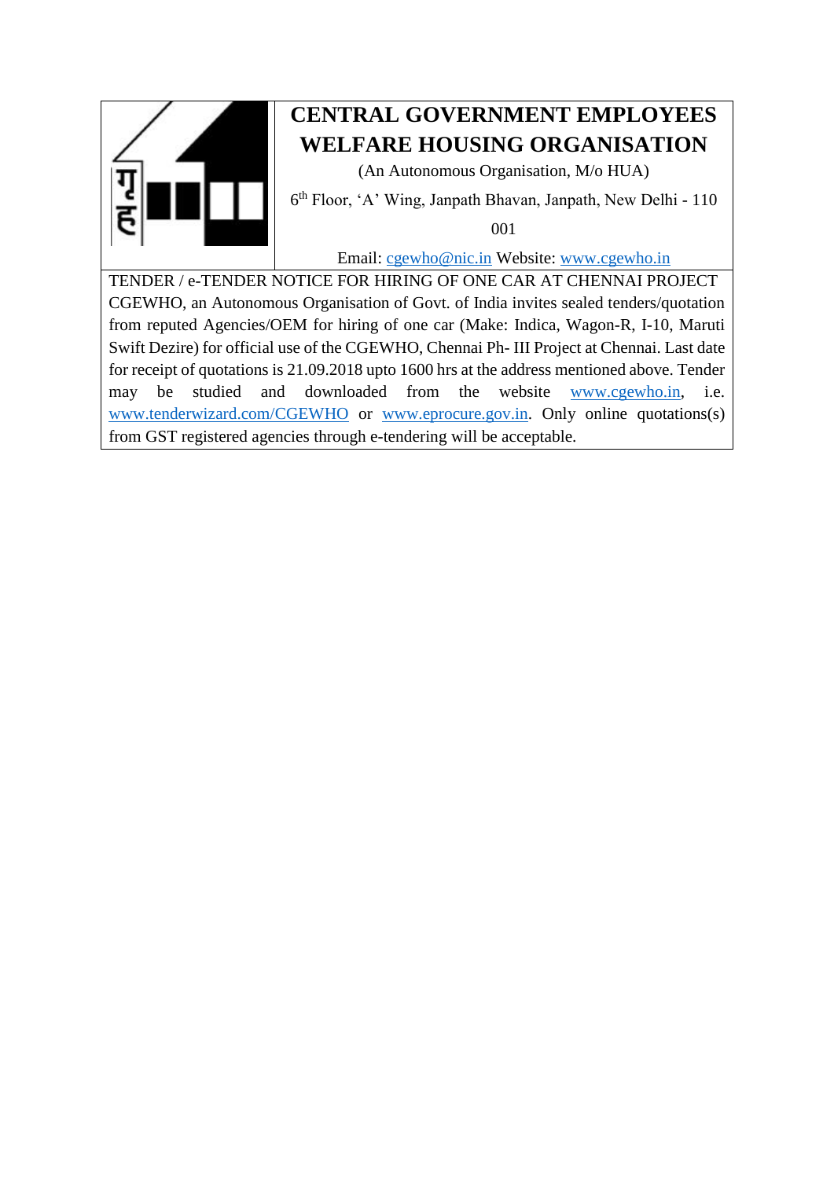# CENTRAL GOVERNMENT EMPLOYEES WELFARE HOUSING ORGANISATION

(An Autonomous Organisation, M/o HUA)

6th Floor, 'A' Wing, Janpath Bhavan, Janpath, New Delhi - 110 001

Email: cgewho@nic.in Website: www.cgewho.in

TENDER / e-TENDER NOTICE FOR HIRING OF ONE CAR AT CHENNAI PROJECT

CGEWHO, an Autonomous Organisation of Govt. of India invites sealed tenders/quotation from reputed Agencies/OEM for hiring of one car (Make: Indica, Wagon-R, I-10, Maruti Swift Dezire) for official use of the CGEWHO, Chennai Ph- III Project at Chennai. Last date for receipt of quotations is 21.09.2018 upto 1600 hrs at the address mentioned above. Tender may be studied and downloaded from the website www.cgewho.in, i.e. www.tenderwizard.com/CGEWHO or www.eprocure.gov.in. Only online quotations(s) from GST registered agencies through e-tendering will be acceptable.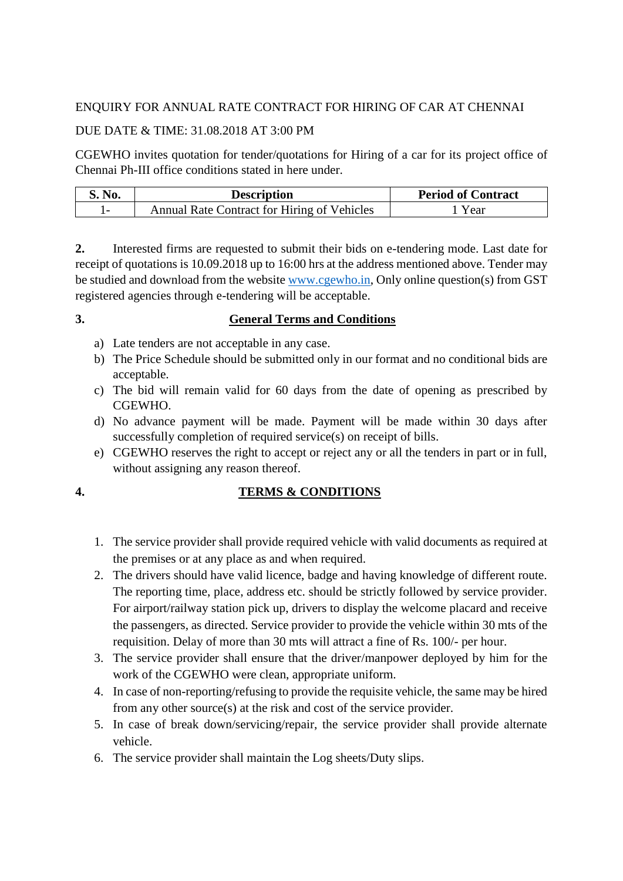ENQUIRY FOR ANNUAL RATE CONTRACT FOR HIRING OF CAR AT CHENNAI

DUE DATE & TIME: 31.08.2018 AT 3:00 PM

CGEWHO invites quotation for tender/quotations for Hiring of a car for its project office of Chennai Ph-III office conditions stated in here under.

| S. No. | Description | Period of Contract |
|---|---|---|
| 1- | Annual Rate Contract for Hiring of Vehicles | 1 Year |

**2.** Interested firms are requested to submit their bids on e-tendering mode. Last date for receipt of quotations is 10.09.2018 up to 16:00 hrs at the address mentioned above. Tender may be studied and download from the website www.cgewho.in, Only online question(s) from GST registered agencies through e-tendering will be acceptable.

**3.** **General Terms and Conditions**

a) Late tenders are not acceptable in any case.
b) The Price Schedule should be submitted only in our format and no conditional bids are acceptable.
c) The bid will remain valid for 60 days from the date of opening as prescribed by CGEWHO.
d) No advance payment will be made. Payment will be made within 30 days after successfully completion of required service(s) on receipt of bills.
e) CGEWHO reserves the right to accept or reject any or all the tenders in part or in full, without assigning any reason thereof.

**4.** **TERMS & CONDITIONS**

1. The service provider shall provide required vehicle with valid documents as required at the premises or at any place as and when required.
2. The drivers should have valid licence, badge and having knowledge of different route. The reporting time, place, address etc. should be strictly followed by service provider. For airport/railway station pick up, drivers to display the welcome placard and receive the passengers, as directed. Service provider to provide the vehicle within 30 mts of the requisition. Delay of more than 30 mts will attract a fine of Rs. 100/- per hour.
3. The service provider shall ensure that the driver/manpower deployed by him for the work of the CGEWHO were clean, appropriate uniform.
4. In case of non-reporting/refusing to provide the requisite vehicle, the same may be hired from any other source(s) at the risk and cost of the service provider.
5. In case of break down/servicing/repair, the service provider shall provide alternate vehicle.
6. The service provider shall maintain the Log sheets/Duty slips.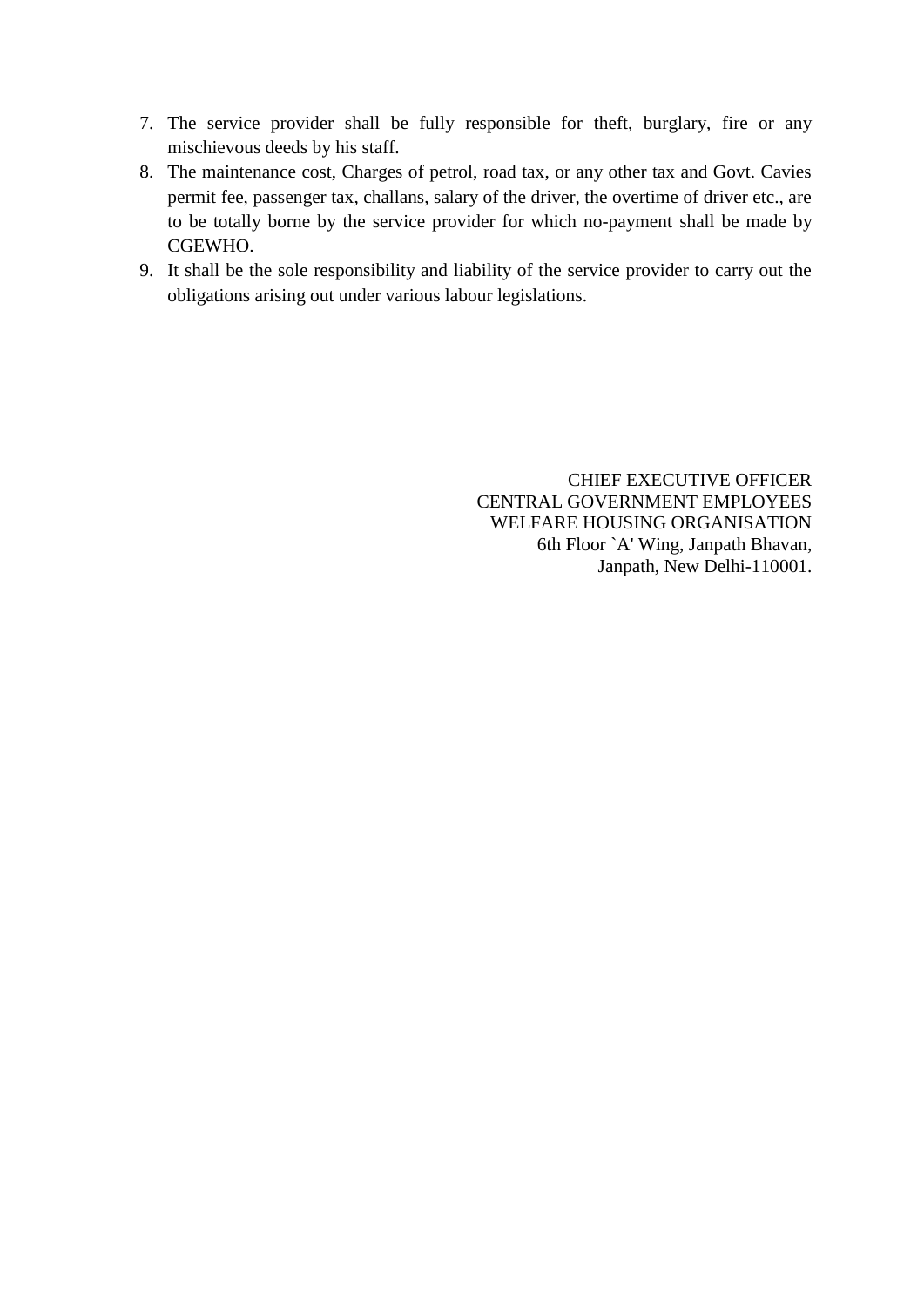7. The service provider shall be fully responsible for theft, burglary, fire or any mischievous deeds by his staff.
8. The maintenance cost, Charges of petrol, road tax, or any other tax and Govt. Cavies permit fee, passenger tax, challans, salary of the driver, the overtime of driver etc., are to be totally borne by the service provider for which no-payment shall be made by CGEWHO.
9. It shall be the sole responsibility and liability of the service provider to carry out the obligations arising out under various labour legislations.

CHIEF EXECUTIVE OFFICER
CENTRAL GOVERNMENT EMPLOYEES
WELFARE HOUSING ORGANISATION
6th Floor `A' Wing, Janpath Bhavan,
Janpath, New Delhi-110001.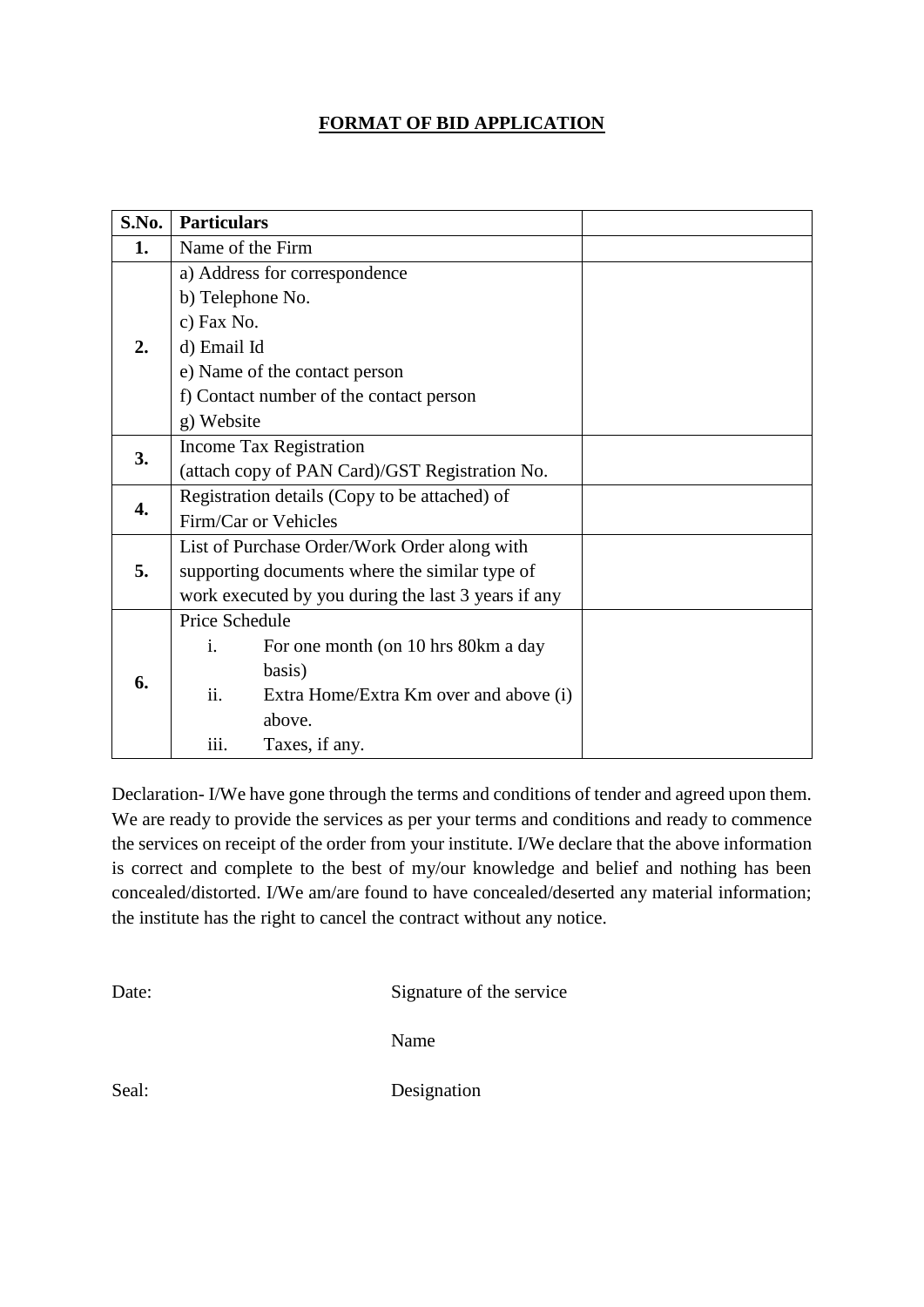## FORMAT OF BID APPLICATION

| S.No. | Particulars | |
|---|---|---|
| 1. | Name of the Firm | |
| 2. | a) Address for correspondence<br>b) Telephone No.<br>c) Fax No.<br>d) Email Id<br>e) Name of the contact person<br>f) Contact number of the contact person<br>g) Website | |
| 3. | Income Tax Registration<br>(attach copy of PAN Card)/GST Registration No. | |
| 4. | Registration details (Copy to be attached) of Firm/Car or Vehicles | |
| 5. | List of Purchase Order/Work Order along with supporting documents where the similar type of work executed by you during the last 3 years if any | |
| 6. | Price Schedule<br>i. For one month (on 10 hrs 80km a day basis)<br>ii. Extra Home/Extra Km over and above (i) above.<br>iii. Taxes, if any. | |

Declaration- I/We have gone through the terms and conditions of tender and agreed upon them. We are ready to provide the services as per your terms and conditions and ready to commence the services on receipt of the order from your institute. I/We declare that the above information is correct and complete to the best of my/our knowledge and belief and nothing has been concealed/distorted. I/We am/are found to have concealed/deserted any material information; the institute has the right to cancel the contract without any notice.

Date: Signature of the service

Name

Seal: Designation